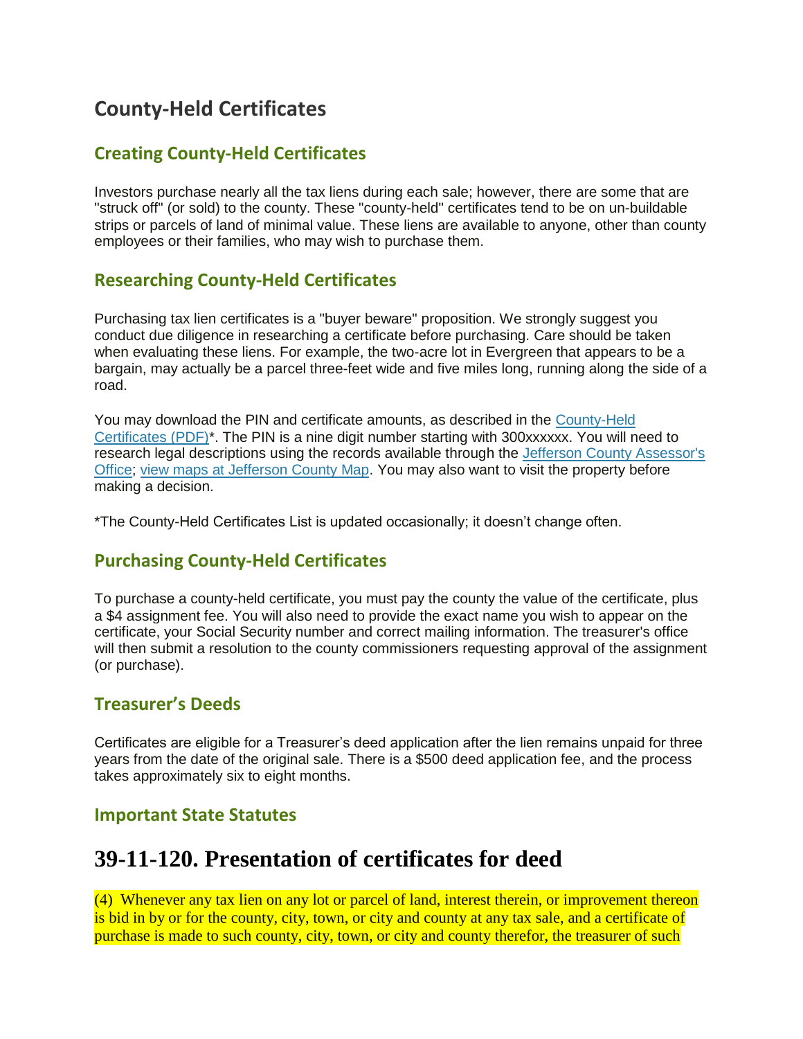# County-Held Certificates

## Creating County-Held Certificates

Investors purchase nearly all the tax liens during each sale; however, there are some that are "struck off" (or sold) to the county. These "county-held" certificates tend to be on un-buildable strips or parcels of land of minimal value. These liens are available to anyone, other than county employees or their families, who may wish to purchase them.

## Researching County-Held Certificates

Purchasing tax lien certificates is a "buyer beware" proposition. We strongly suggest you conduct due diligence in researching a certificate before purchasing. Care should be taken when evaluating these liens. For example, the two-acre lot in Evergreen that appears to be a bargain, may actually be a parcel three-feet wide and five miles long, running along the side of a road.

You may download the PIN and certificate amounts, as described in the County-Held Certificates (PDF)*. The PIN is a nine digit number starting with 300xxxxxx. You will need to research legal descriptions using the records available through the Jefferson County Assessor's Office; view maps at Jefferson County Map. You may also want to visit the property before making a decision.

*The County-Held Certificates List is updated occasionally; it doesn't change often.

## Purchasing County-Held Certificates

To purchase a county-held certificate, you must pay the county the value of the certificate, plus a $4 assignment fee. You will also need to provide the exact name you wish to appear on the certificate, your Social Security number and correct mailing information. The treasurer's office will then submit a resolution to the county commissioners requesting approval of the assignment (or purchase).

## Treasurer's Deeds

Certificates are eligible for a Treasurer's deed application after the lien remains unpaid for three years from the date of the original sale. There is a $500 deed application fee, and the process takes approximately six to eight months.

## Important State Statutes

# 39-11-120. Presentation of certificates for deed

(4) Whenever any tax lien on any lot or parcel of land, interest therein, or improvement thereon is bid in by or for the county, city, town, or city and county at any tax sale, and a certificate of purchase is made to such county, city, town, or city and county therefor, the treasurer of such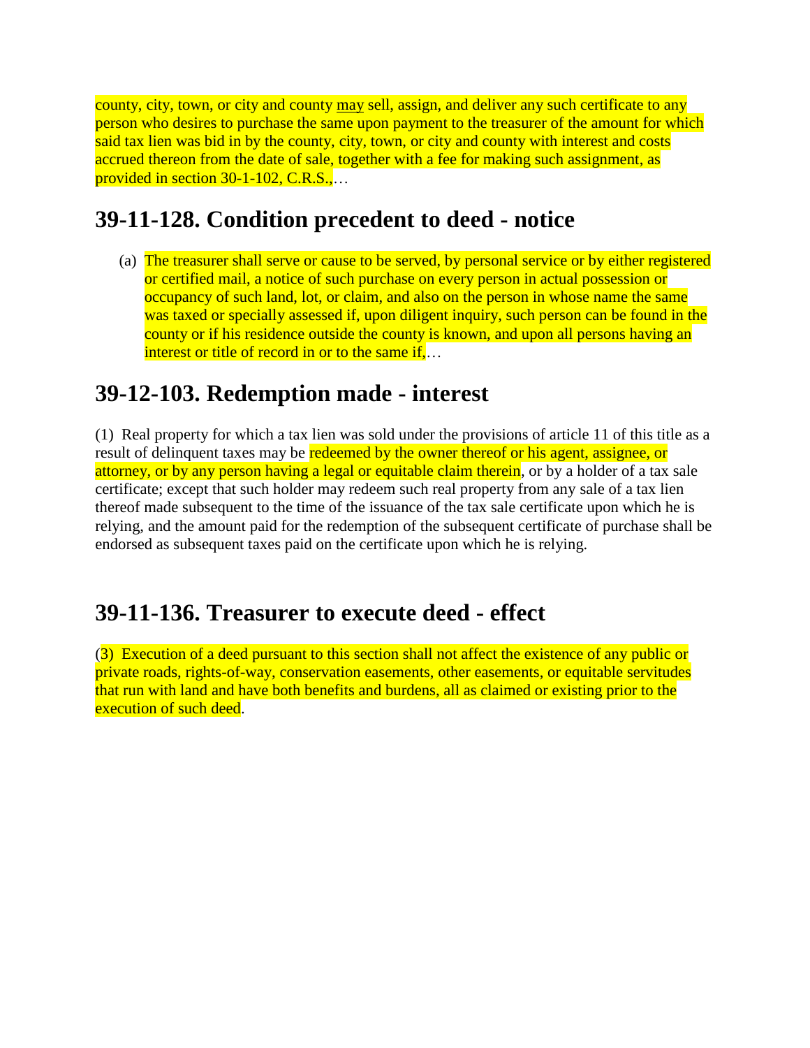county, city, town, or city and county may sell, assign, and deliver any such certificate to any person who desires to purchase the same upon payment to the treasurer of the amount for which said tax lien was bid in by the county, city, town, or city and county with interest and costs accrued thereon from the date of sale, together with a fee for making such assignment, as provided in section 30-1-102, C.R.S.,…

## 39-11-128. Condition precedent to deed - notice

(a) The treasurer shall serve or cause to be served, by personal service or by either registered or certified mail, a notice of such purchase on every person in actual possession or occupancy of such land, lot, or claim, and also on the person in whose name the same was taxed or specially assessed if, upon diligent inquiry, such person can be found in the county or if his residence outside the county is known, and upon all persons having an interest or title of record in or to the same if,…

## 39-12-103. Redemption made - interest

(1) Real property for which a tax lien was sold under the provisions of article 11 of this title as a result of delinquent taxes may be redeemed by the owner thereof or his agent, assignee, or attorney, or by any person having a legal or equitable claim therein, or by a holder of a tax sale certificate; except that such holder may redeem such real property from any sale of a tax lien thereof made subsequent to the time of the issuance of the tax sale certificate upon which he is relying, and the amount paid for the redemption of the subsequent certificate of purchase shall be endorsed as subsequent taxes paid on the certificate upon which he is relying.

## 39-11-136. Treasurer to execute deed - effect

(3) Execution of a deed pursuant to this section shall not affect the existence of any public or private roads, rights-of-way, conservation easements, other easements, or equitable servitudes that run with land and have both benefits and burdens, all as claimed or existing prior to the execution of such deed.